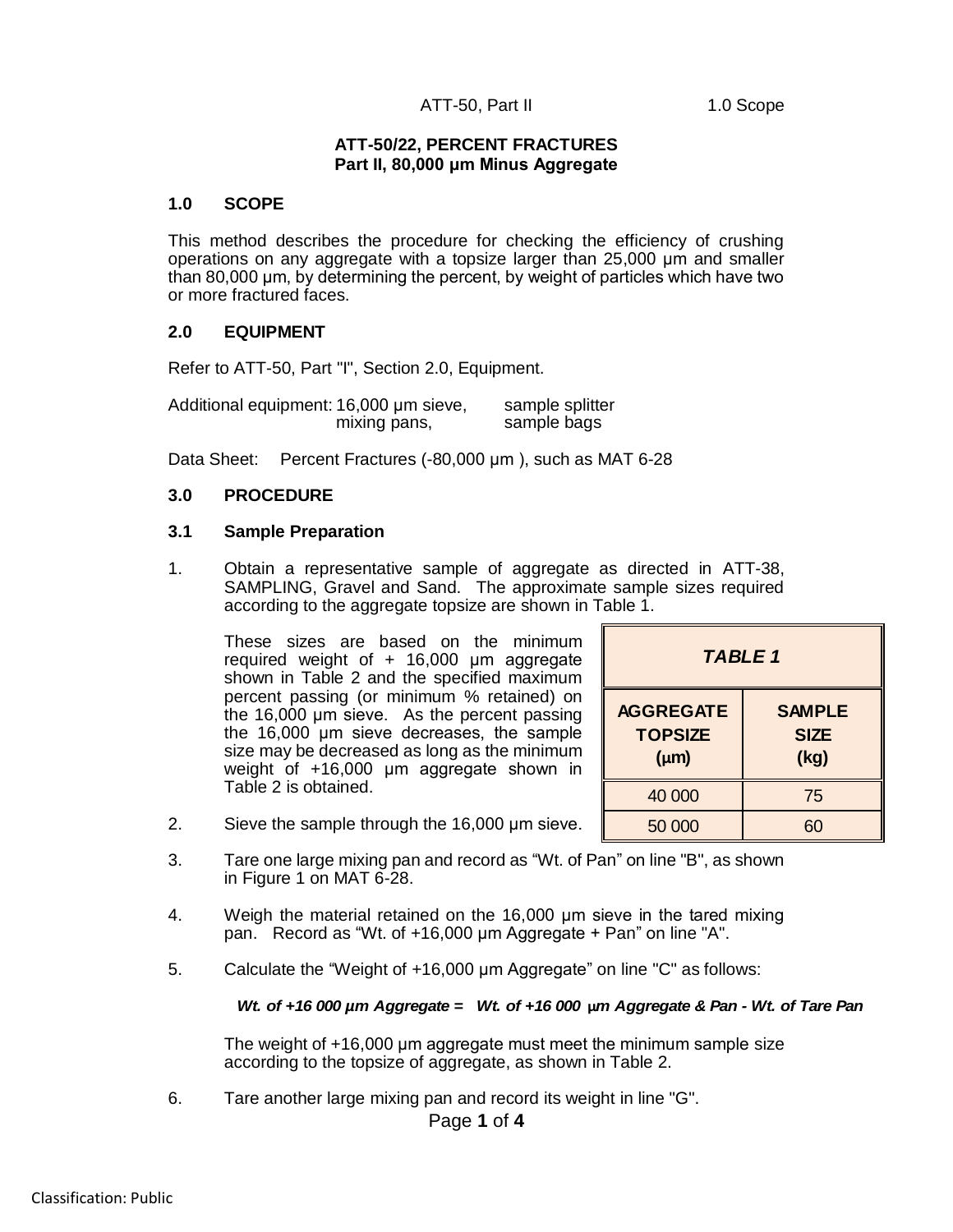# ATT-50/22, PERCENT FRACTURES
## Part II, 80,000 µm Minus Aggregate

### 1.0 SCOPE

This method describes the procedure for checking the efficiency of crushing operations on any aggregate with a topsize larger than 25,000 µm and smaller than 80,000 µm, by determining the percent, by weight of particles which have two or more fractured faces.

### 2.0 EQUIPMENT

Refer to ATT-50, Part "I", Section 2.0, Equipment.

Additional equipment: 16,000 µm sieve, mixing pans, sample splitter, sample bags

Data Sheet: Percent Fractures (-80,000 µm ), such as MAT 6-28

### 3.0 PROCEDURE

### 3.1 Sample Preparation

1. Obtain a representative sample of aggregate as directed in ATT-38, SAMPLING, Gravel and Sand. The approximate sample sizes required according to the aggregate topsize are shown in Table 1.

   These sizes are based on the minimum required weight of + 16,000 µm aggregate shown in Table 2 and the specified maximum percent passing (or minimum % retained) on the 16,000 µm sieve. As the percent passing the 16,000 µm sieve decreases, the sample size may be decreased as long as the minimum weight of +16,000 µm aggregate shown in Table 2 is obtained.

**TABLE 1**

| AGGREGATE TOPSIZE (µm) | SAMPLE SIZE (kg) |
|---|---|
| 40 000 | 75 |
| 50 000 | 60 |

2. Sieve the sample through the 16,000 µm sieve.

3. Tare one large mixing pan and record as "Wt. of Pan" on line "B", as shown in Figure 1 on MAT 6-28.

4. Weigh the material retained on the 16,000 µm sieve in the tared mixing pan. Record as "Wt. of +16,000 µm Aggregate + Pan" on line "A".

5. Calculate the "Weight of +16,000 µm Aggregate" on line "C" as follows:

   ***Wt. of +16 000 µm Aggregate = Wt. of +16 000 µm Aggregate & Pan - Wt. of Tare Pan***

   The weight of +16,000 µm aggregate must meet the minimum sample size according to the topsize of aggregate, as shown in Table 2.

6. Tare another large mixing pan and record its weight in line "G".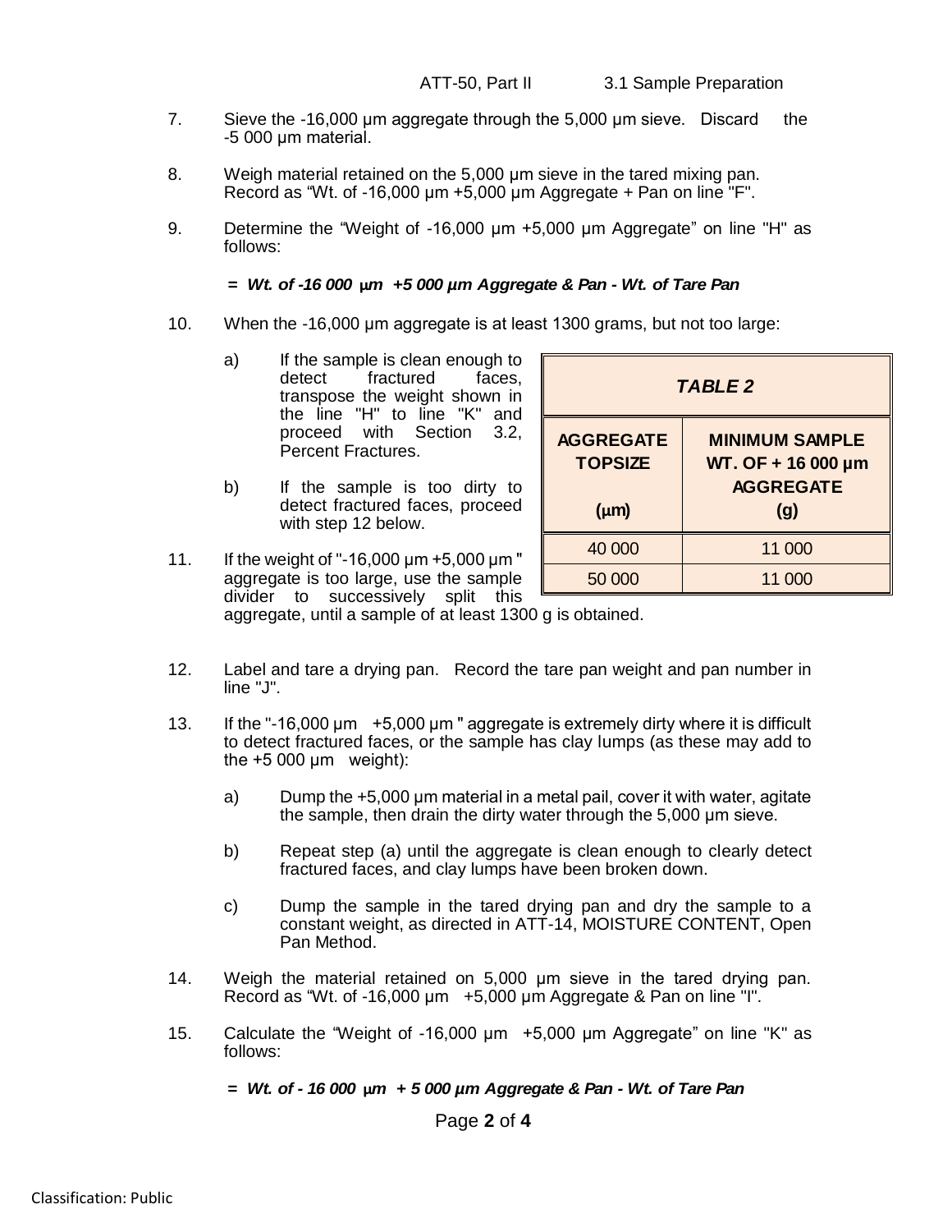7. Sieve the -16,000 µm aggregate through the 5,000 µm sieve. Discard the -5 000 µm material.

8. Weigh material retained on the 5,000 µm sieve in the tared mixing pan. Record as "Wt. of -16,000 µm +5,000 µm Aggregate + Pan on line "F".

9. Determine the "Weight of -16,000 µm +5,000 µm Aggregate" on line "H" as follows:

   ***= Wt. of -16 000 µm +5 000 µm Aggregate & Pan - Wt. of Tare Pan***

10. When the -16,000 µm aggregate is at least 1300 grams, but not too large:

    a) If the sample is clean enough to detect fractured faces, transpose the weight shown in the line "H" to line "K" and proceed with Section 3.2, Percent Fractures.

    b) If the sample is too dirty to detect fractured faces, proceed with step 12 below.

11. If the weight of "-16,000 µm +5,000 µm " aggregate is too large, use the sample divider to successively split this aggregate, until a sample of at least 1300 g is obtained.

***TABLE 2***

| **AGGREGATE TOPSIZE (µm)** | **MINIMUM SAMPLE WT. OF + 16 000 µm AGGREGATE (g)** |
|---|---|
| 40 000 | 11 000 |
| 50 000 | 11 000 |

12. Label and tare a drying pan. Record the tare pan weight and pan number in line "J".

13. If the "-16,000 µm +5,000 µm " aggregate is extremely dirty where it is difficult to detect fractured faces, or the sample has clay lumps (as these may add to the +5 000 µm weight):

    a) Dump the +5,000 µm material in a metal pail, cover it with water, agitate the sample, then drain the dirty water through the 5,000 µm sieve.

    b) Repeat step (a) until the aggregate is clean enough to clearly detect fractured faces, and clay lumps have been broken down.

    c) Dump the sample in the tared drying pan and dry the sample to a constant weight, as directed in ATT-14, MOISTURE CONTENT, Open Pan Method.

14. Weigh the material retained on 5,000 µm sieve in the tared drying pan. Record as "Wt. of -16,000 µm +5,000 µm Aggregate & Pan on line "I".

15. Calculate the "Weight of -16,000 µm +5,000 µm Aggregate" on line "K" as follows:

    ***= Wt. of - 16 000 µm + 5 000 µm Aggtegate & Pan - Wt. of Tare Pan***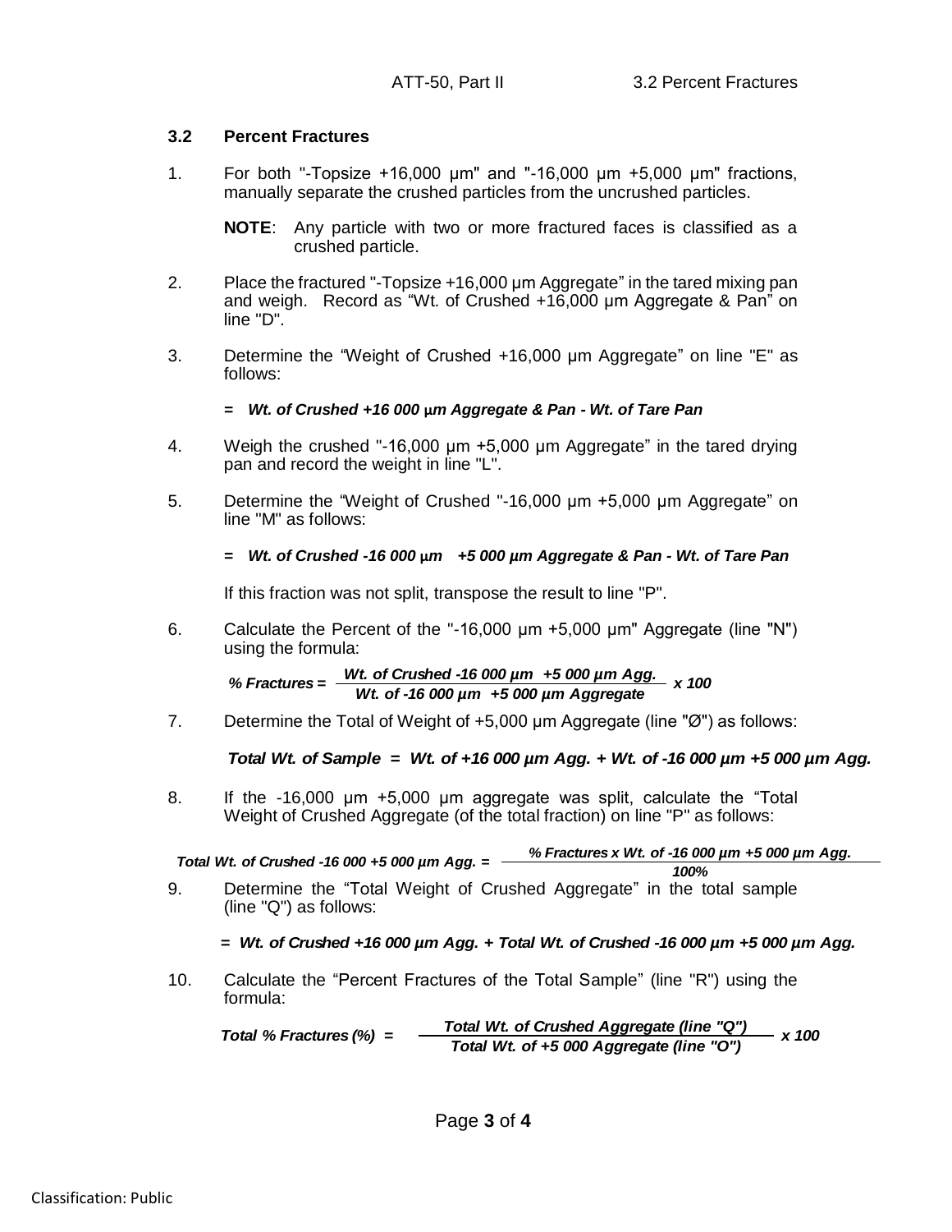## 3.2 Percent Fractures

1. For both "-Topsize +16,000 µm" and "-16,000 µm +5,000 µm" fractions, manually separate the crushed particles from the uncrushed particles.

   **NOTE**: Any particle with two or more fractured faces is classified as a crushed particle.

2. Place the fractured "-Topsize +16,000 µm Aggregate" in the tared mixing pan and weigh. Record as "Wt. of Crushed +16,000 µm Aggregate & Pan" on line "D".

3. Determine the "Weight of Crushed +16,000 µm Aggregate" on line "E" as follows:

   ***= Wt. of Crushed +16 000 µm Aggregate & Pan - Wt. of Tare Pan***

4. Weigh the crushed "-16,000 µm +5,000 µm Aggregate" in the tared drying pan and record the weight in line "L".

5. Determine the "Weight of Crushed "-16,000 µm +5,000 µm Aggregate" on line "M" as follows:

   ***= Wt. of Crushed -16 000 µm +5 000 µm Aggregate & Pan - Wt. of Tare Pan***

   If this fraction was not split, transpose the result to line "P".

6. Calculate the Percent of the "-16,000 µm +5,000 µm" Aggregate (line "N") using the formula:

$$\%\ Fractures = \frac{Wt.\ of\ Crushed\ -16\ 000\ \mu m\ \ +5\ 000\ \mu m\ Agg.}{Wt.\ of\ -16\ 000\ \mu m\ \ +5\ 000\ \mu m\ Aggregate} \times 100$$

7. Determine the Total of Weight of +5,000 µm Aggregate (line "Ø") as follows:

   ***Total Wt. of Sample = Wt. of +16 000 µm Agg. + Wt. of -16 000 µm +5 000 µm Agg.***

8. If the -16,000 µm +5,000 µm aggregate was split, calculate the "Total Weight of Crushed Aggregate (of the total fraction) on line "P" as follows:

$$Total\ Wt.\ of\ Crushed\ -16\ 000\ +5\ 000\ \mu m\ Agg. = \frac{\%\ Fractures \times Wt.\ of\ -16\ 000\ \mu m\ +5\ 000\ \mu m\ Agg.}{100\%}$$

9. Determine the "Total Weight of Crushed Aggregate" in the total sample (line "Q") as follows:

   ***= Wt. of Crushed +16 000 µm Agg. + Total Wt. of Crushed -16 000 µm +5 000 µm Agg.***

10. Calculate the "Percent Fractures of the Total Sample" (line "R") using the formula:

$$Total\ \%\ Fractures\ (\%) = \frac{Total\ Wt.\ of\ Crushed\ Aggregate\ (line\ "Q")}{Total\ Wt.\ of\ +5\ 000\ Aggregate\ (line\ "O")} \times 100$$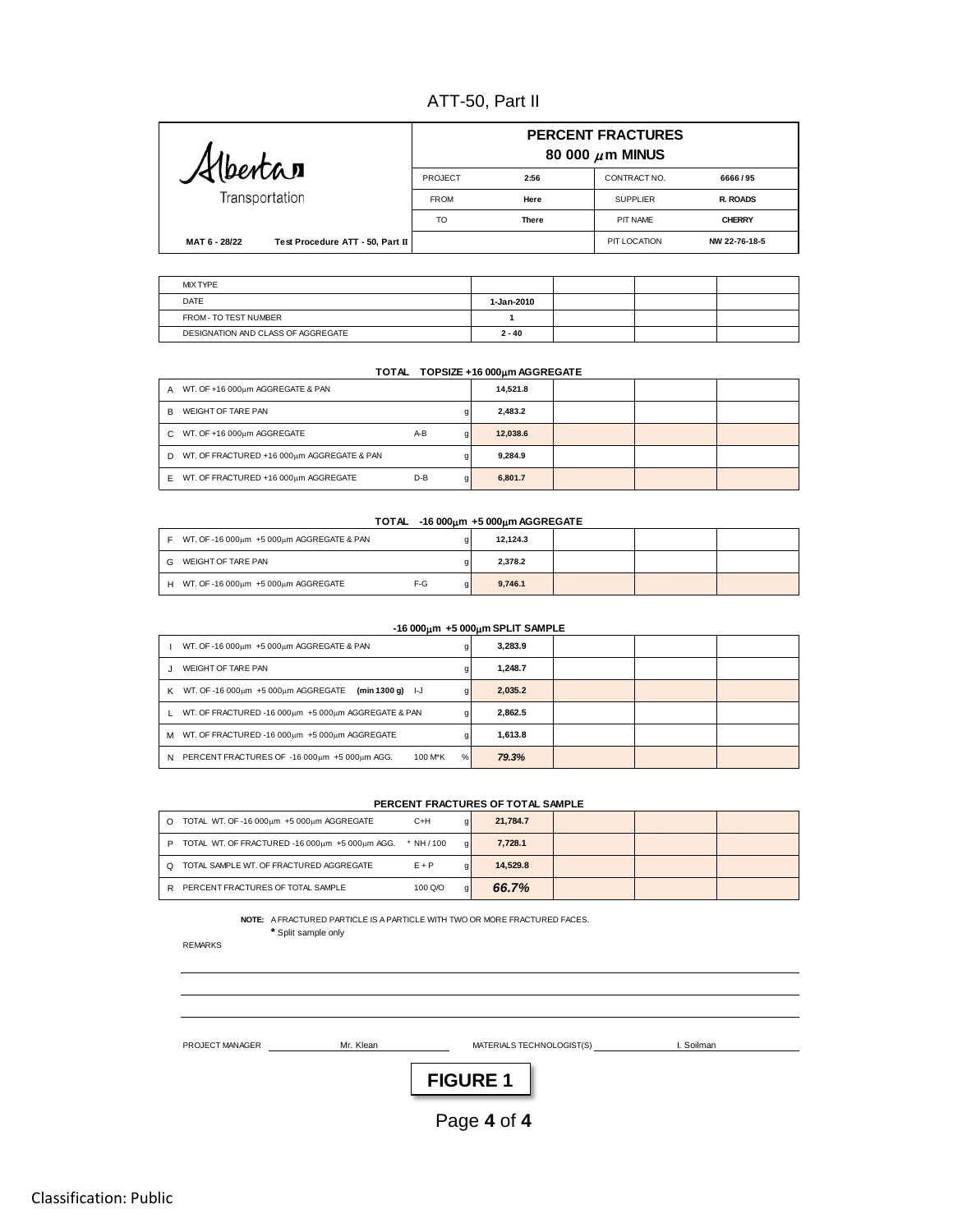ATT-50, Part II

| Alberta Transportation | PERCENT FRACTURES 80 000 μm MINUS | | | |
|---|---|---|---|---|
| | PROJECT | 2:56 | CONTRACT NO. | 6666 / 95 |
| | FROM | Here | SUPPLIER | R. ROADS |
| | TO | There | PIT NAME | CHERRY |
| MAT 6 - 28/22 Test Procedure ATT - 50, Part II | | | PIT LOCATION | NW 22-76-18-5 |

| | | | | |
|---|---|---|---|---|
| MIX TYPE | | | | |
| DATE | 1-Jan-2010 | | | |
| FROM - TO TEST NUMBER | 1 | | | |
| DESIGNATION AND CLASS OF AGGREGATE | 2 - 40 | | | |

**TOTAL TOPSIZE +16 000μm AGGREGATE**

| | | | | | | | |
|---|---|---|---|---|---|---|---|
| A | WT. OF +16 000μm AGGREGATE & PAN | | | 14,521.8 | | | |
| B | WEIGHT OF TARE PAN | | g | 2,483.2 | | | |
| C | WT. OF +16 000μm AGGREGATE | A-B | g | 12,038.6 | | | |
| D | WT. OF FRACTURED +16 000μm AGGREGATE & PAN | | g | 9,284.9 | | | |
| E | WT. OF FRACTURED +16 000μm AGGREGATE | D-B | g | 6,801.7 | | | |

**TOTAL -16 000μm +5 000μm AGGREGATE**

| | | | | | | | |
|---|---|---|---|---|---|---|---|
| F | WT. OF -16 000μm +5 000μm AGGREGATE & PAN | | g | 12,124.3 | | | |
| G | WEIGHT OF TARE PAN | | g | 2,378.2 | | | |
| H | WT. OF -16 000μm +5 000μm AGGREGATE | F-G | g | 9,746.1 | | | |

**-16 000μm +5 000μm SPLIT SAMPLE**

| | | | | | | | |
|---|---|---|---|---|---|---|---|
| I | WT. OF -16 000μm +5 000μm AGGREGATE & PAN | | g | 3,283.9 | | | |
| J | WEIGHT OF TARE PAN | | g | 1,248.7 | | | |
| K | WT. OF -16 000μm +5 000μm AGGREGATE **(min 1300 g)** | I-J | g | 2,035.2 | | | |
| L | WT. OF FRACTURED -16 000μm +5 000μm AGGREGATE & PAN | | g | 2,862.5 | | | |
| M | WT. OF FRACTURED -16 000μm +5 000μm AGGREGATE | | g | 1,613.8 | | | |
| N | PERCENT FRACTURES OF -16 000μm +5 000μm AGG. | 100 M*K | % | *79.3%* | | | |

**PERCENT FRACTURES OF TOTAL SAMPLE**

| | | | | | | | |
|---|---|---|---|---|---|---|---|
| O | TOTAL WT. OF -16 000μm +5 000μm AGGREGATE | C+H | g | 21,784.7 | | | |
| P | TOTAL WT. OF FRACTURED -16 000μm +5 000μm AGG. | * NH / 100 | g | 7,728.1 | | | |
| Q | TOTAL SAMPLE WT. OF FRACTURED AGGREGATE | E + P | g | 14,529.8 | | | |
| R | PERCENT FRACTURES OF TOTAL SAMPLE | 100 Q/O | g | *66.7%* | | | |

**NOTE:** A FRACTURED PARTICLE IS A PARTICLE WITH TWO OR MORE FRACTURED FACES.
\* Split sample only

REMARKS

PROJECT MANAGER Mr. Klean MATERIALS TECHNOLOGIST(S) I. Soilman

**FIGURE 1**

Classification: Public